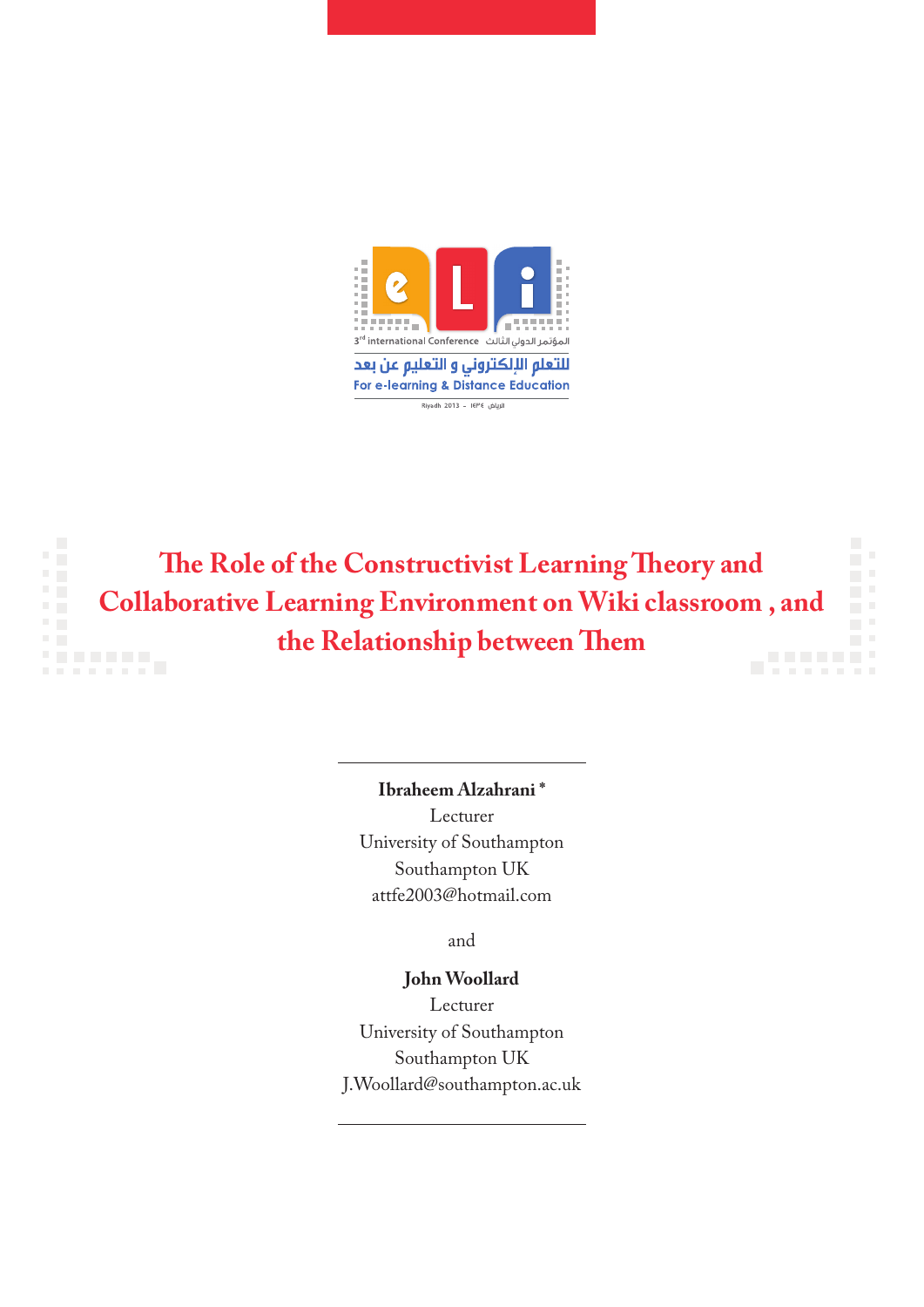3rd international Conference المؤتمر الدولي الثالث

للتعلم الإلكتروني و التعليم عن بعد

For e-learning & Distance Education

Riyadh 2013 - الرياض ١٤٣٤

# The Role of the Constructivist Learning Theory and Collaborative Learning Environment on Wiki classroom , and the Relationship between Them

**Ibraheem Alzahrani** *
Lecturer
University of Southampton
Southampton UK
attfe2003@hotmail.com

and

**John Woollard**
Lecturer
University of Southampton
Southampton UK
J.Woollard@southampton.ac.uk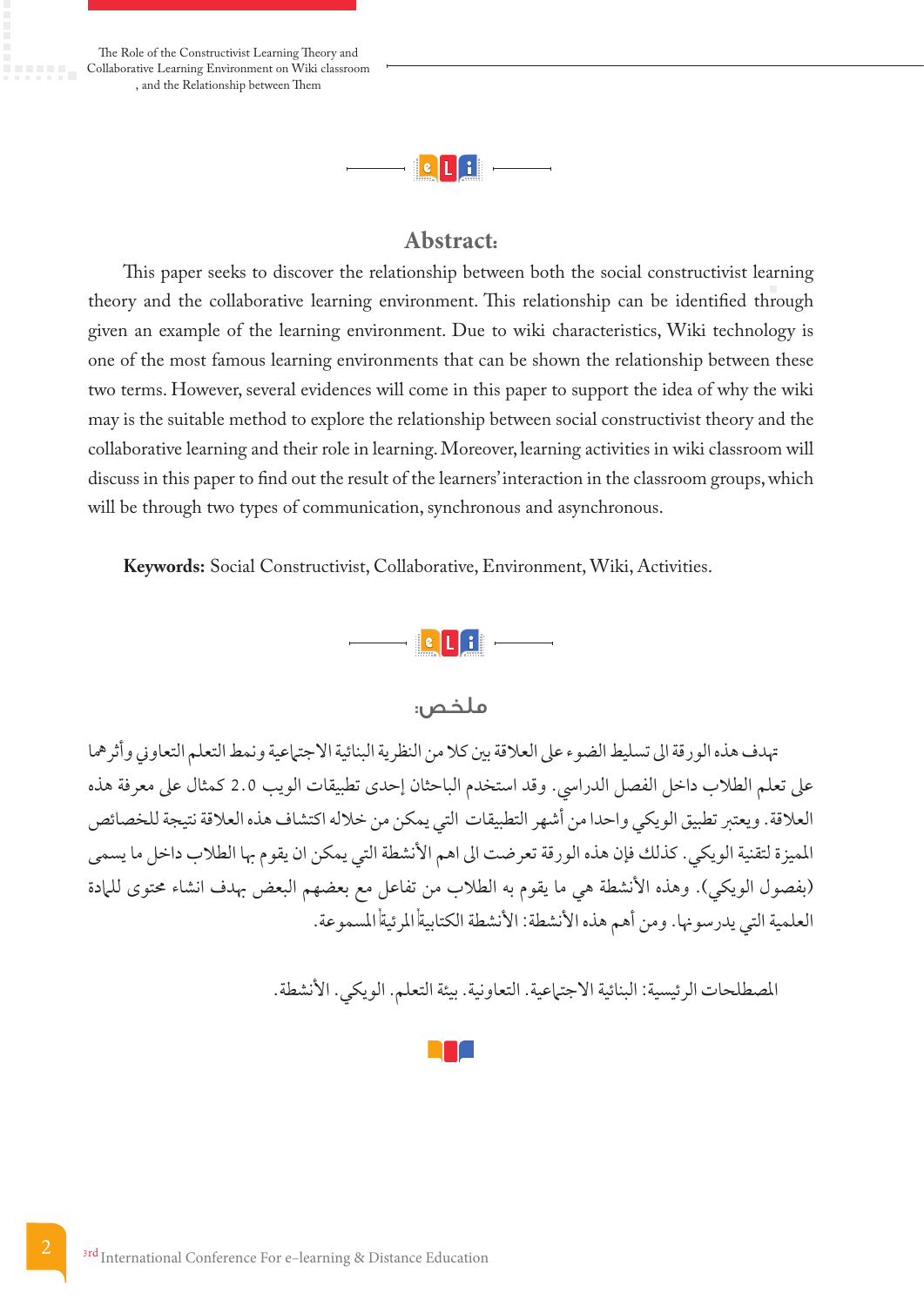## Abstract:

This paper seeks to discover the relationship between both the social constructivist learning theory and the collaborative learning environment. This relationship can be identified through given an example of the learning environment. Due to wiki characteristics, Wiki technology is one of the most famous learning environments that can be shown the relationship between these two terms. However, several evidences will come in this paper to support the idea of why the wiki may is the suitable method to explore the relationship between social constructivist theory and the collaborative learning and their role in learning. Moreover, learning activities in wiki classroom will discuss in this paper to find out the result of the learners' interaction in the classroom groups, which will be through two types of communication, synchronous and asynchronous.

**Keywords:** Social Constructivist, Collaborative, Environment, Wiki, Activities.

## ملخص:

تهدف هذه الورقة الى تسليط الضوء على العلاقة بين كلا من النظرية البنائية الاجتماعية ونمط التعلم التعاوني وأثرهما على تعلم الطلاب داخل الفصل الدراسي. وقد استخدم الباحثان إحدى تطبيقات الويب 2.0 كمثال على معرفة هذه العلاقة. ويعتبر تطبيق الويكي واحدا من أشهر التطبيقات التي يمكن من خلاله اكتشاف هذه العلاقة نتيجة للخصائص المميزة لتقنية الويكي. كذلك فإن هذه الورقة تعرضت الى اهم الأنشطة التي يمكن ان يقوم بها الطلاب داخل ما يسمى (بفصول الويكي). وهذه الأنشطة هي ما يقوم به الطلاب من تفاعل مع بعضهم البعض بهدف انشاء محتوى للمادة العلمية التي يدرسونها. ومن أهم هذه الأنشطة: الأنشطة الكتابيةاً المرئيةاً المسموعة.

المصطلحات الرئيسية: البنائية الاجتماعية. التعاونية. بيئة التعلم. الويكي. الأنشطة.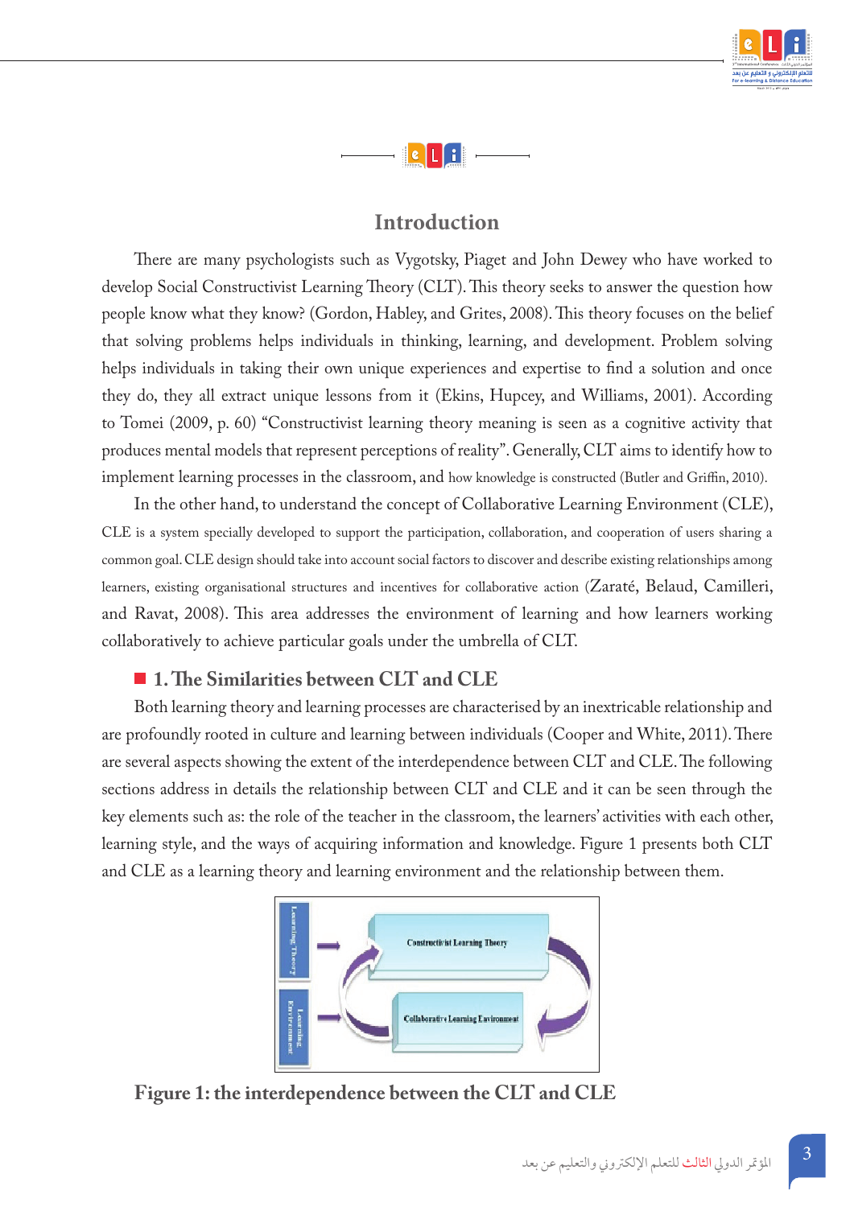## Introduction

There are many psychologists such as Vygotsky, Piaget and John Dewey who have worked to develop Social Constructivist Learning Theory (CLT). This theory seeks to answer the question how people know what they know? (Gordon, Habley, and Grites, 2008). This theory focuses on the belief that solving problems helps individuals in thinking, learning, and development. Problem solving helps individuals in taking their own unique experiences and expertise to find a solution and once they do, they all extract unique lessons from it (Ekins, Hupcey, and Williams, 2001). According to Tomei (2009, p. 60) "Constructivist learning theory meaning is seen as a cognitive activity that produces mental models that represent perceptions of reality". Generally, CLT aims to identify how to implement learning processes in the classroom, and how knowledge is constructed (Butler and Griffin, 2010).

In the other hand, to understand the concept of Collaborative Learning Environment (CLE), CLE is a system specially developed to support the participation, collaboration, and cooperation of users sharing a common goal. CLE design should take into account social factors to discover and describe existing relationships among learners, existing organisational structures and incentives for collaborative action (Zaraté, Belaud, Camilleri, and Ravat, 2008). This area addresses the environment of learning and how learners working collaboratively to achieve particular goals under the umbrella of CLT.

### 1. The Similarities between CLT and CLE

Both learning theory and learning processes are characterised by an inextricable relationship and are profoundly rooted in culture and learning between individuals (Cooper and White, 2011). There are several aspects showing the extent of the interdependence between CLT and CLE. The following sections address in details the relationship between CLT and CLE and it can be seen through the key elements such as: the role of the teacher in the classroom, the learners' activities with each other, learning style, and the ways of acquiring information and knowledge. Figure 1 presents both CLT and CLE as a learning theory and learning environment and the relationship between them.

**Figure 1: the interdependence between the CLT and CLE**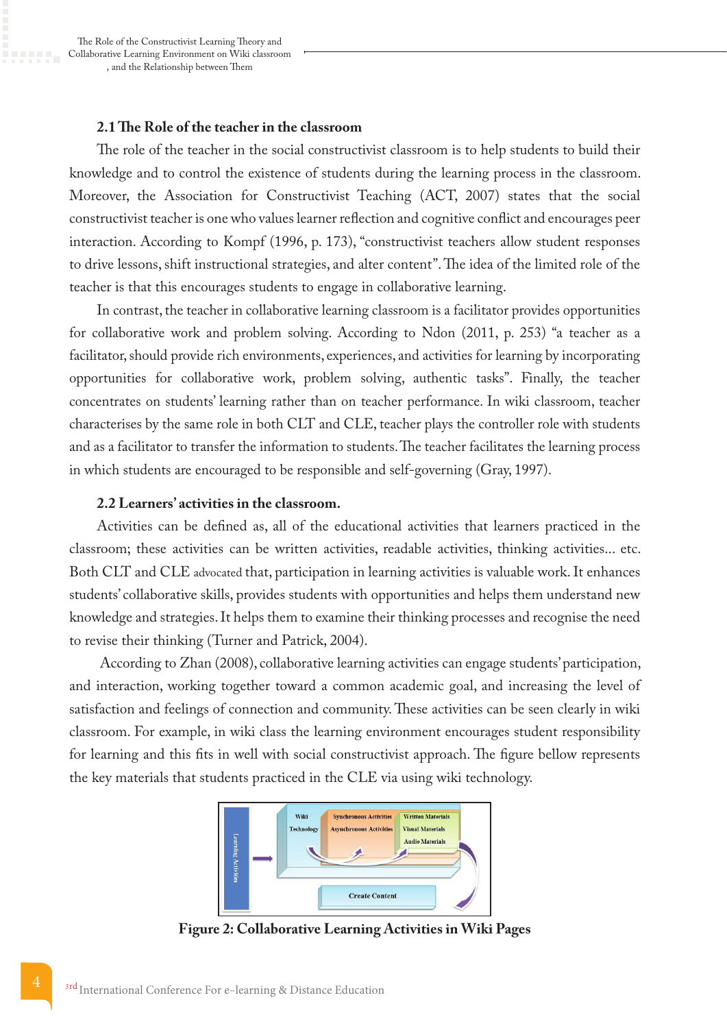## 2.1 The Role of the teacher in the classroom

The role of the teacher in the social constructivist classroom is to help students to build their knowledge and to control the existence of students during the learning process in the classroom. Moreover, the Association for Constructivist Teaching (ACT, 2007) states that the social constructivist teacher is one who values learner reflection and cognitive conflict and encourages peer interaction. According to Kompf (1996, p. 173), "constructivist teachers allow student responses to drive lessons, shift instructional strategies, and alter content". The idea of the limited role of the teacher is that this encourages students to engage in collaborative learning.

In contrast, the teacher in collaborative learning classroom is a facilitator provides opportunities for collaborative work and problem solving. According to Ndon (2011, p. 253) "a teacher as a facilitator, should provide rich environments, experiences, and activities for learning by incorporating opportunities for collaborative work, problem solving, authentic tasks". Finally, the teacher concentrates on students' learning rather than on teacher performance. In wiki classroom, teacher characterises by the same role in both CLT and CLE, teacher plays the controller role with students and as a facilitator to transfer the information to students. The teacher facilitates the learning process in which students are encouraged to be responsible and self-governing (Gray, 1997).

## 2.2 Learners' activities in the classroom.

Activities can be defined as, all of the educational activities that learners practiced in the classroom; these activities can be written activities, readable activities, thinking activities... etc. Both CLT and CLE advocated that, participation in learning activities is valuable work. It enhances students' collaborative skills, provides students with opportunities and helps them understand new knowledge and strategies. It helps them to examine their thinking processes and recognise the need to revise their thinking (Turner and Patrick, 2004).

According to Zhan (2008), collaborative learning activities can engage students' participation, and interaction, working together toward a common academic goal, and increasing the level of satisfaction and feelings of connection and community. These activities can be seen clearly in wiki classroom. For example, in wiki class the learning environment encourages student responsibility for learning and this fits in well with social constructivist approach. The figure bellow represents the key materials that students practiced in the CLE via using wiki technology.

Learning Activities → Wiki Technology | Synchronous Activities, Asynchronous Activities | Written Materials, Visual Materials, Audio Materials → Create Content

**Figure 2: Collaborative Learning Activities in Wiki Pages**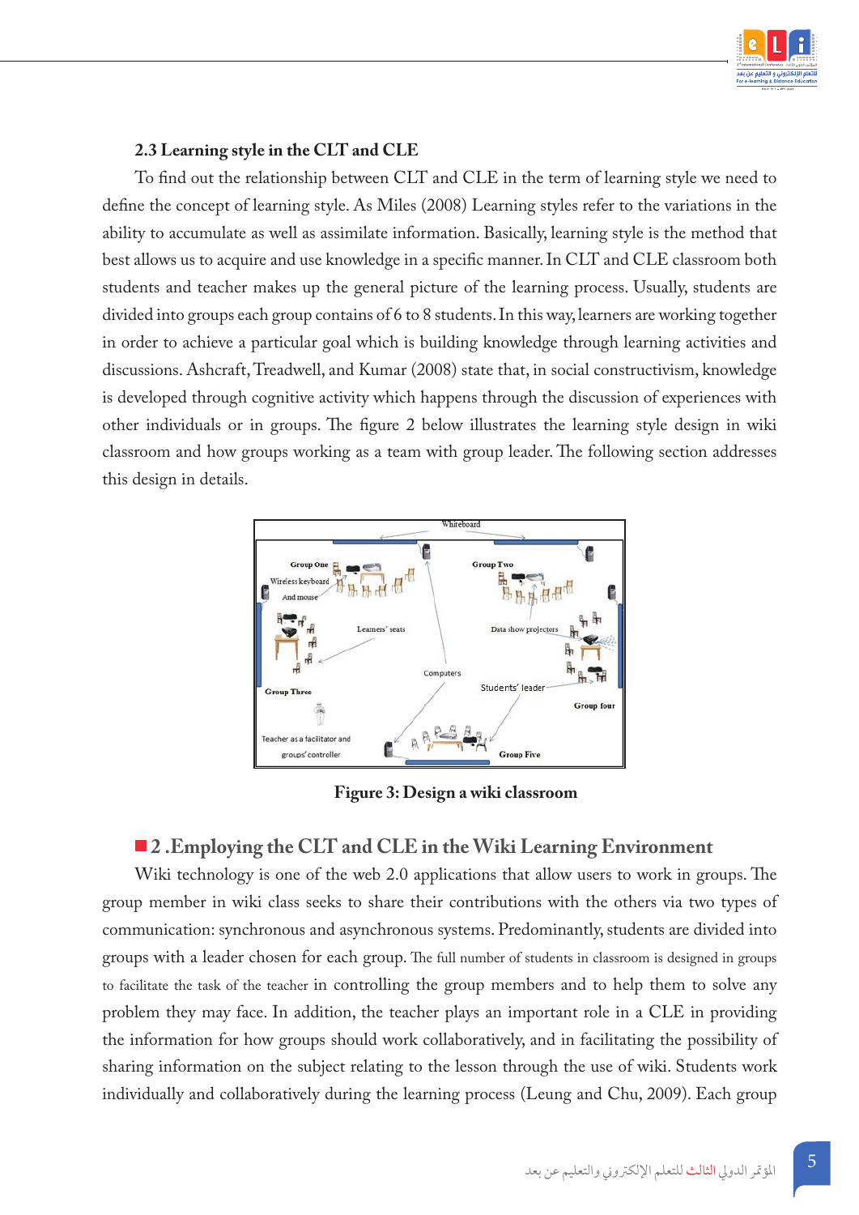### 2.3 Learning style in the CLT and CLE

To find out the relationship between CLT and CLE in the term of learning style we need to define the concept of learning style. As Miles (2008) Learning styles refer to the variations in the ability to accumulate as well as assimilate information. Basically, learning style is the method that best allows us to acquire and use knowledge in a specific manner. In CLT and CLE classroom both students and teacher makes up the general picture of the learning process. Usually, students are divided into groups each group contains of 6 to 8 students. In this way, learners are working together in order to achieve a particular goal which is building knowledge through learning activities and discussions. Ashcraft, Treadwell, and Kumar (2008) state that, in social constructivism, knowledge is developed through cognitive activity which happens through the discussion of experiences with other individuals or in groups. The figure 2 below illustrates the learning style design in wiki classroom and how groups working as a team with group leader. The following section addresses this design in details.

**Figure 3: Design a wiki classroom**

## 2 .Employing the CLT and CLE in the Wiki Learning Environment

Wiki technology is one of the web 2.0 applications that allow users to work in groups. The group member in wiki class seeks to share their contributions with the others via two types of communication: synchronous and asynchronous systems. Predominantly, students are divided into groups with a leader chosen for each group. The full number of students in classroom is designed in groups to facilitate the task of the teacher in controlling the group members and to help them to solve any problem they may face. In addition, the teacher plays an important role in a CLE in providing the information for how groups should work collaboratively, and in facilitating the possibility of sharing information on the subject relating to the lesson through the use of wiki. Students work individually and collaboratively during the learning process (Leung and Chu, 2009). Each group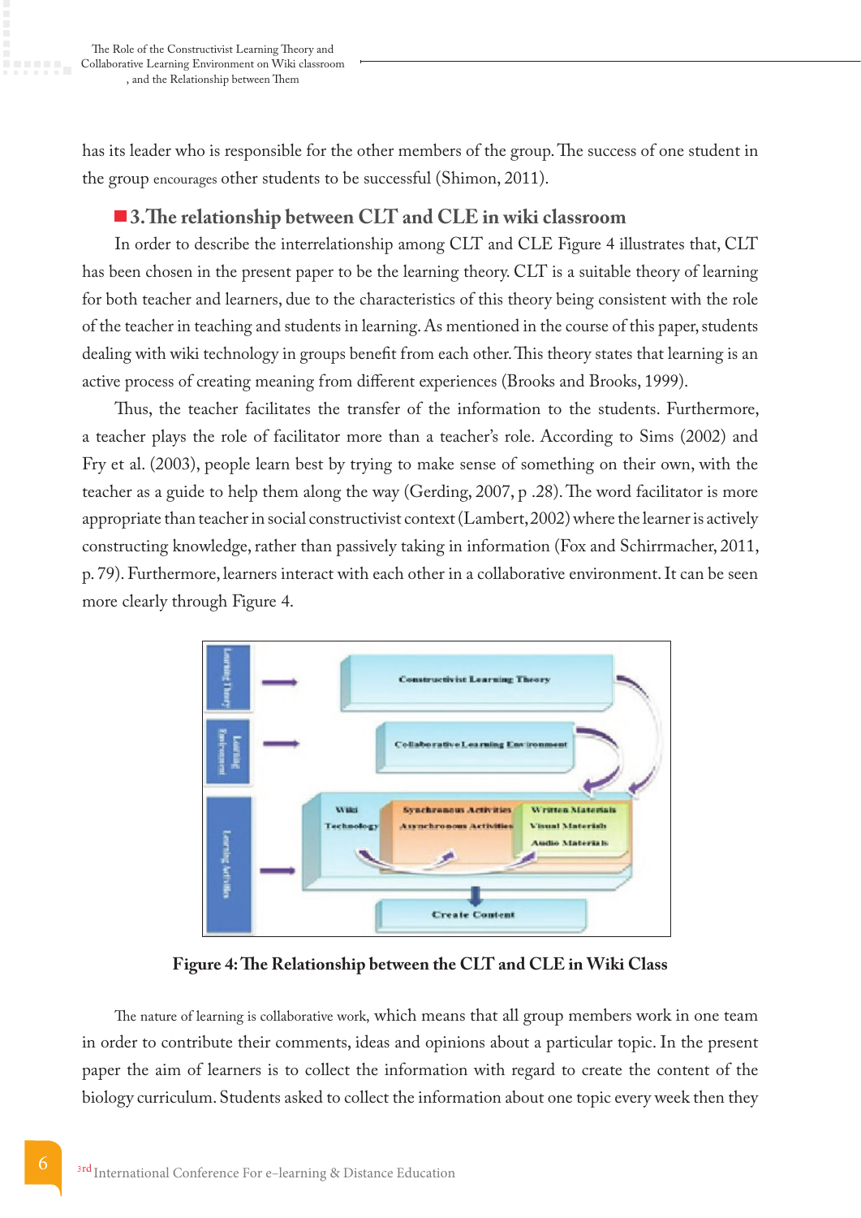has its leader who is responsible for the other members of the group. The success of one student in the group encourages other students to be successful (Shimon, 2011).

## 3. The relationship between CLT and CLE in wiki classroom

In order to describe the interrelationship among CLT and CLE Figure 4 illustrates that, CLT has been chosen in the present paper to be the learning theory. CLT is a suitable theory of learning for both teacher and learners, due to the characteristics of this theory being consistent with the role of the teacher in teaching and students in learning. As mentioned in the course of this paper, students dealing with wiki technology in groups benefit from each other. This theory states that learning is an active process of creating meaning from different experiences (Brooks and Brooks, 1999).

Thus, the teacher facilitates the transfer of the information to the students. Furthermore, a teacher plays the role of facilitator more than a teacher's role. According to Sims (2002) and Fry et al. (2003), people learn best by trying to make sense of something on their own, with the teacher as a guide to help them along the way (Gerding, 2007, p .28). The word facilitator is more appropriate than teacher in social constructivist context (Lambert, 2002) where the learner is actively constructing knowledge, rather than passively taking in information (Fox and Schirrmacher, 2011, p. 79). Furthermore, learners interact with each other in a collaborative environment. It can be seen more clearly through Figure 4.

**Figure 4: The Relationship between the CLT and CLE in Wiki Class**

The nature of learning is collaborative work, which means that all group members work in one team in order to contribute their comments, ideas and opinions about a particular topic. In the present paper the aim of learners is to collect the information with regard to create the content of the biology curriculum. Students asked to collect the information about one topic every week then they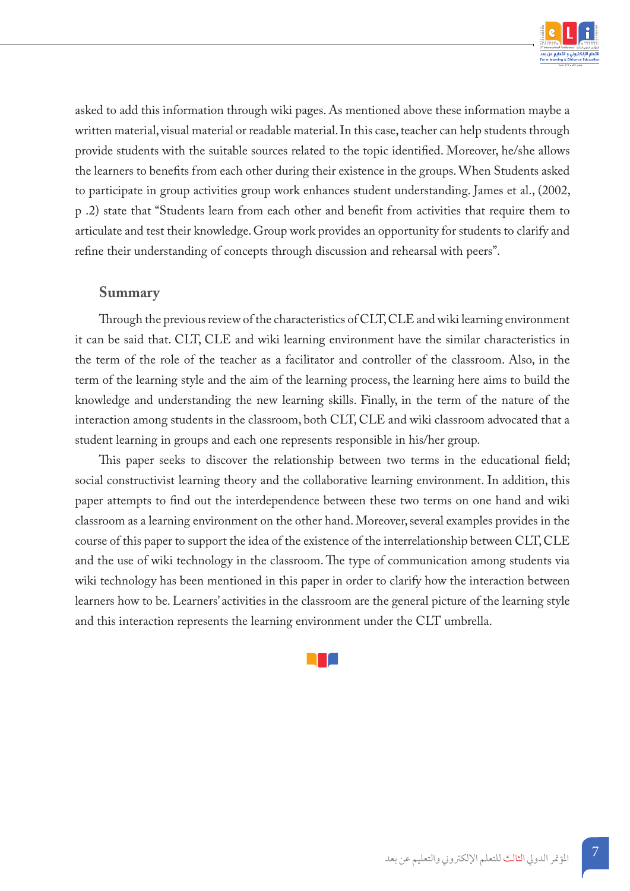asked to add this information through wiki pages. As mentioned above these information maybe a written material, visual material or readable material. In this case, teacher can help students through provide students with the suitable sources related to the topic identified. Moreover, he/she allows the learners to benefits from each other during their existence in the groups. When Students asked to participate in group activities group work enhances student understanding. James et al., (2002, p .2) state that "Students learn from each other and benefit from activities that require them to articulate and test their knowledge. Group work provides an opportunity for students to clarify and refine their understanding of concepts through discussion and rehearsal with peers".

## Summary

Through the previous review of the characteristics of CLT, CLE and wiki learning environment it can be said that. CLT, CLE and wiki learning environment have the similar characteristics in the term of the role of the teacher as a facilitator and controller of the classroom. Also, in the term of the learning style and the aim of the learning process, the learning here aims to build the knowledge and understanding the new learning skills. Finally, in the term of the nature of the interaction among students in the classroom, both CLT, CLE and wiki classroom advocated that a student learning in groups and each one represents responsible in his/her group.

This paper seeks to discover the relationship between two terms in the educational field; social constructivist learning theory and the collaborative learning environment. In addition, this paper attempts to find out the interdependence between these two terms on one hand and wiki classroom as a learning environment on the other hand. Moreover, several examples provides in the course of this paper to support the idea of the existence of the interrelationship between CLT, CLE and the use of wiki technology in the classroom. The type of communication among students via wiki technology has been mentioned in this paper in order to clarify how the interaction between learners how to be. Learners' activities in the classroom are the general picture of the learning style and this interaction represents the learning environment under the CLT umbrella.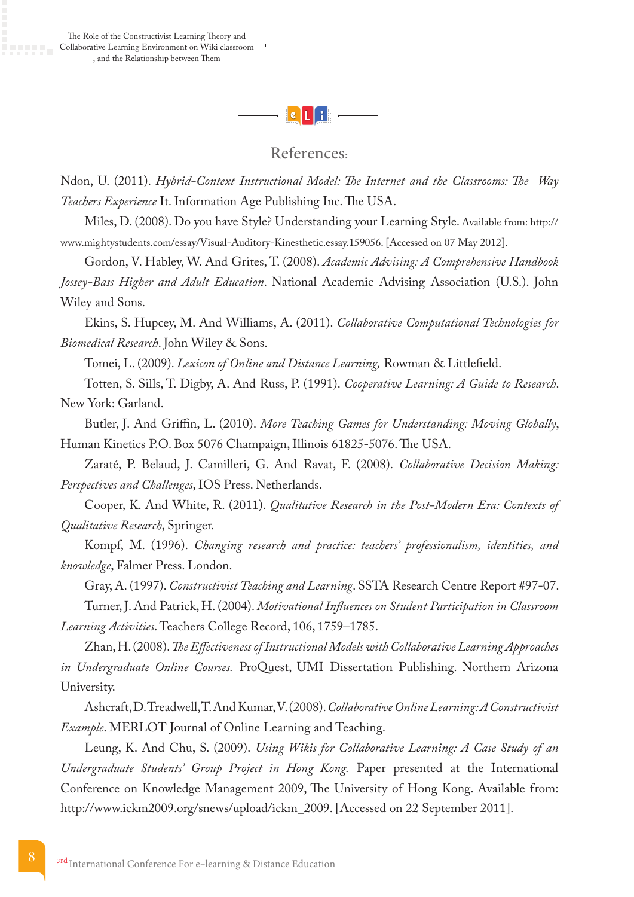## References:

Ndon, U. (2011). *Hybrid-Context Instructional Model: The Internet and the Classrooms: The Way Teachers Experience* It. Information Age Publishing Inc. The USA.

Miles, D. (2008). Do you have Style? Understanding your Learning Style. Available from: http://www.mightystudents.com/essay/Visual-Auditory-Kinesthetic.essay.159056. [Accessed on 07 May 2012].

Gordon, V. Habley, W. And Grites, T. (2008). *Academic Advising: A Comprehensive Handbook Jossey-Bass Higher and Adult Education*. National Academic Advising Association (U.S.). John Wiley and Sons.

Ekins, S. Hupcey, M. And Williams, A. (2011). *Collaborative Computational Technologies for Biomedical Research*. John Wiley & Sons.

Tomei, L. (2009). *Lexicon of Online and Distance Learning,* Rowman & Littlefield.

Totten, S. Sills, T. Digby, A. And Russ, P. (1991). *Cooperative Learning: A Guide to Research*. New York: Garland.

Butler, J. And Griffin, L. (2010). *More Teaching Games for Understanding: Moving Globally*, Human Kinetics P.O. Box 5076 Champaign, Illinois 61825-5076. The USA.

Zaraté, P. Belaud, J. Camilleri, G. And Ravat, F. (2008). *Collaborative Decision Making: Perspectives and Challenges*, IOS Press. Netherlands.

Cooper, K. And White, R. (2011). *Qualitative Research in the Post-Modern Era: Contexts of Qualitative Research*, Springer.

Kompf, M. (1996). *Changing research and practice: teachers' professionalism, identities, and knowledge*, Falmer Press. London.

Gray, A. (1997). *Constructivist Teaching and Learning*. SSTA Research Centre Report #97-07.

Turner, J. And Patrick, H. (2004). *Motivational Influences on Student Participation in Classroom Learning Activities*. Teachers College Record, 106, 1759–1785.

Zhan, H. (2008). *The Effectiveness of Instructional Models with Collaborative Learning Approaches in Undergraduate Online Courses.* ProQuest, UMI Dissertation Publishing. Northern Arizona University.

Ashcraft, D. Treadwell, T. And Kumar, V. (2008). *Collaborative Online Learning: A Constructivist Example*. MERLOT Journal of Online Learning and Teaching.

Leung, K. And Chu, S. (2009). *Using Wikis for Collaborative Learning: A Case Study of an Undergraduate Students' Group Project in Hong Kong.* Paper presented at the International Conference on Knowledge Management 2009, The University of Hong Kong. Available from: http://www.ickm2009.org/snews/upload/ickm_2009. [Accessed on 22 September 2011].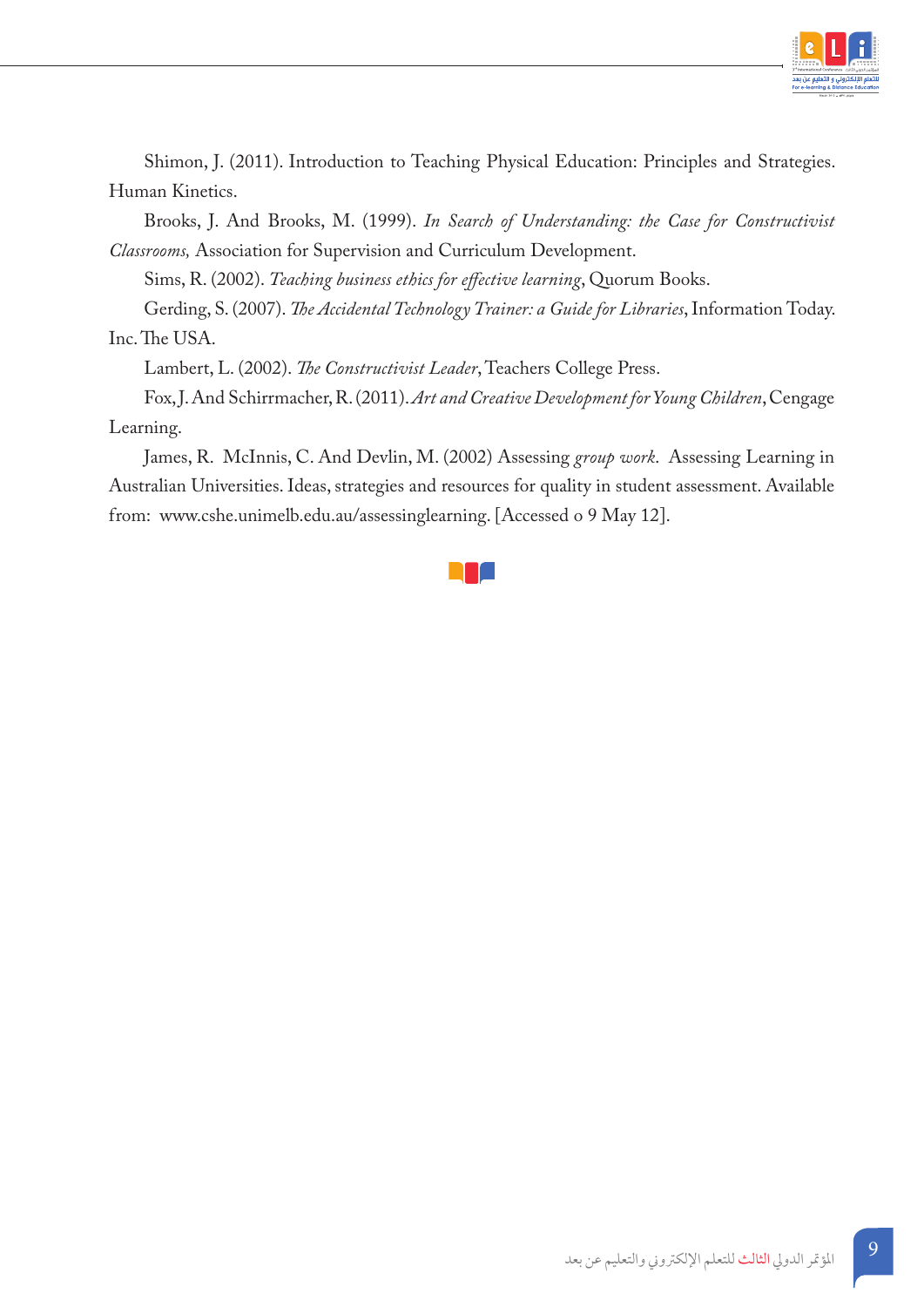Shimon, J. (2011). Introduction to Teaching Physical Education: Principles and Strategies. Human Kinetics.

Brooks, J. And Brooks, M. (1999). *In Search of Understanding: the Case for Constructivist Classrooms,* Association for Supervision and Curriculum Development.

Sims, R. (2002). *Teaching business ethics for effective learning*, Quorum Books.

Gerding, S. (2007). *The Accidental Technology Trainer: a Guide for Libraries*, Information Today. Inc. The USA.

Lambert, L. (2002). *The Constructivist Leader*, Teachers College Press.

Fox, J. And Schirrmacher, R. (2011). *Art and Creative Development for Young Children*, Cengage Learning.

James, R. McInnis, C. And Devlin, M. (2002) Assessing *group work*. Assessing Learning in Australian Universities. Ideas, strategies and resources for quality in student assessment. Available from: www.cshe.unimelb.edu.au/assessinglearning. [Accessed o 9 May 12].